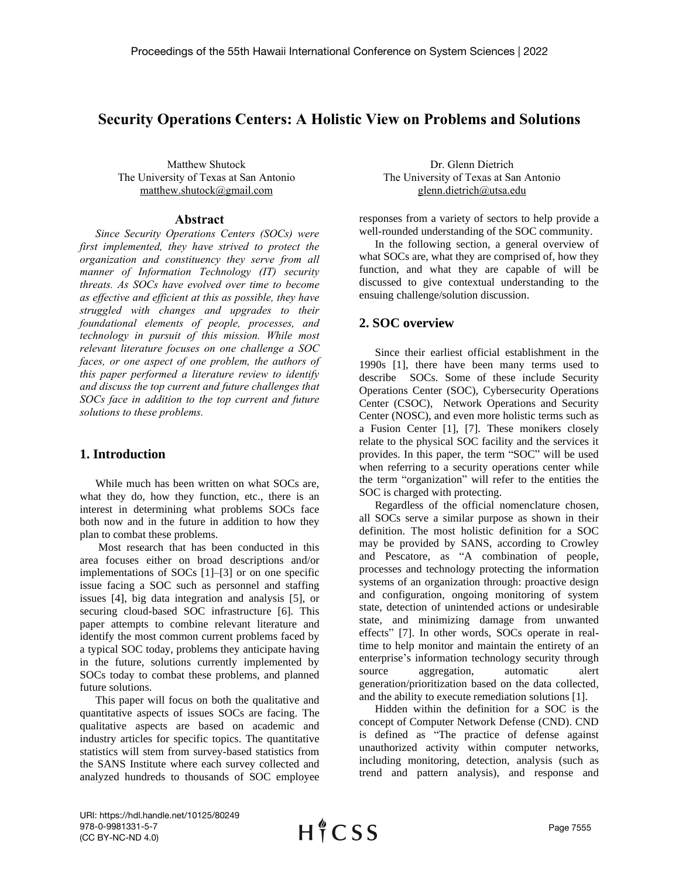# Security Operations Centers: A Holistic View on Problems and Solutions

Matthew Shutock
The University of Texas at San Antonio
matthew.shutock@gmail.com

Dr. Glenn Dietrich
The University of Texas at San Antonio
glenn.dietrich@utsa.edu

## Abstract

*Since Security Operations Centers (SOCs) were first implemented, they have strived to protect the organization and constituency they serve from all manner of Information Technology (IT) security threats. As SOCs have evolved over time to become as effective and efficient at this as possible, they have struggled with changes and upgrades to their foundational elements of people, processes, and technology in pursuit of this mission. While most relevant literature focuses on one challenge a SOC faces, or one aspect of one problem, the authors of this paper performed a literature review to identify and discuss the top current and future challenges that SOCs face in addition to the top current and future solutions to these problems.*

## 1. Introduction

While much has been written on what SOCs are, what they do, how they function, etc., there is an interest in determining what problems SOCs face both now and in the future in addition to how they plan to combat these problems.

Most research that has been conducted in this area focuses either on broad descriptions and/or implementations of SOCs [1]–[3] or on one specific issue facing a SOC such as personnel and staffing issues [4], big data integration and analysis [5], or securing cloud-based SOC infrastructure [6]. This paper attempts to combine relevant literature and identify the most common current problems faced by a typical SOC today, problems they anticipate having in the future, solutions currently implemented by SOCs today to combat these problems, and planned future solutions.

This paper will focus on both the qualitative and quantitative aspects of issues SOCs are facing. The qualitative aspects are based on academic and industry articles for specific topics. The quantitative statistics will stem from survey-based statistics from the SANS Institute where each survey collected and analyzed hundreds to thousands of SOC employee responses from a variety of sectors to help provide a well-rounded understanding of the SOC community.

In the following section, a general overview of what SOCs are, what they are comprised of, how they function, and what they are capable of will be discussed to give contextual understanding to the ensuing challenge/solution discussion.

## 2. SOC overview

Since their earliest official establishment in the 1990s [1], there have been many terms used to describe SOCs. Some of these include Security Operations Center (SOC), Cybersecurity Operations Center (CSOC), Network Operations and Security Center (NOSC), and even more holistic terms such as a Fusion Center [1], [7]. These monikers closely relate to the physical SOC facility and the services it provides. In this paper, the term "SOC" will be used when referring to a security operations center while the term "organization" will refer to the entities the SOC is charged with protecting.

Regardless of the official nomenclature chosen, all SOCs serve a similar purpose as shown in their definition. The most holistic definition for a SOC may be provided by SANS, according to Crowley and Pescatore, as "A combination of people, processes and technology protecting the information systems of an organization through: proactive design and configuration, ongoing monitoring of system state, detection of unintended actions or undesirable state, and minimizing damage from unwanted effects" [7]. In other words, SOCs operate in real-time to help monitor and maintain the entirety of an enterprise's information technology security through source aggregation, automatic alert generation/prioritization based on the data collected, and the ability to execute remediation solutions [1].

Hidden within the definition for a SOC is the concept of Computer Network Defense (CND). CND is defined as "The practice of defense against unauthorized activity within computer networks, including monitoring, detection, analysis (such as trend and pattern analysis), and response and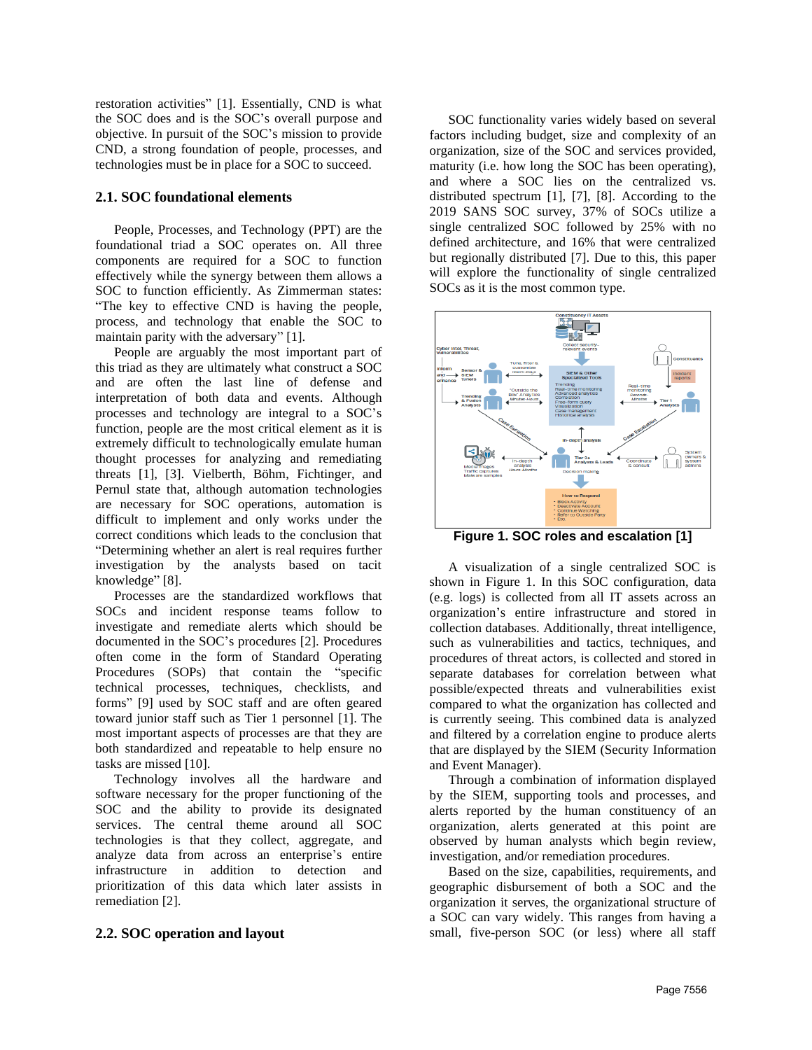restoration activities" [1]. Essentially, CND is what the SOC does and is the SOC's overall purpose and objective. In pursuit of the SOC's mission to provide CND, a strong foundation of people, processes, and technologies must be in place for a SOC to succeed.

## 2.1. SOC foundational elements

People, Processes, and Technology (PPT) are the foundational triad a SOC operates on. All three components are required for a SOC to function effectively while the synergy between them allows a SOC to function efficiently. As Zimmerman states: "The key to effective CND is having the people, process, and technology that enable the SOC to maintain parity with the adversary" [1].

People are arguably the most important part of this triad as they are ultimately what construct a SOC and are often the last line of defense and interpretation of both data and events. Although processes and technology are integral to a SOC's function, people are the most critical element as it is extremely difficult to technologically emulate human thought processes for analyzing and remediating threats [1], [3]. Vielberth, Böhm, Fichtinger, and Pernul state that, although automation technologies are necessary for SOC operations, automation is difficult to implement and only works under the correct conditions which leads to the conclusion that "Determining whether an alert is real requires further investigation by the analysts based on tacit knowledge" [8].

Processes are the standardized workflows that SOCs and incident response teams follow to investigate and remediate alerts which should be documented in the SOC's procedures [2]. Procedures often come in the form of Standard Operating Procedures (SOPs) that contain the "specific technical processes, techniques, checklists, and forms" [9] used by SOC staff and are often geared toward junior staff such as Tier 1 personnel [1]. The most important aspects of processes are that they are both standardized and repeatable to help ensure no tasks are missed [10].

Technology involves all the hardware and software necessary for the proper functioning of the SOC and the ability to provide its designated services. The central theme around all SOC technologies is that they collect, aggregate, and analyze data from across an enterprise's entire infrastructure in addition to detection and prioritization of this data which later assists in remediation [2].

## 2.2. SOC operation and layout

SOC functionality varies widely based on several factors including budget, size and complexity of an organization, size of the SOC and services provided, maturity (i.e. how long the SOC has been operating), and where a SOC lies on the centralized vs. distributed spectrum [1], [7], [8]. According to the 2019 SANS SOC survey, 37% of SOCs utilize a single centralized SOC followed by 25% with no defined architecture, and 16% that were centralized but regionally distributed [7]. Due to this, this paper will explore the functionality of single centralized SOCs as it is the most common type.

**Figure 1. SOC roles and escalation [1]**

A visualization of a single centralized SOC is shown in Figure 1. In this SOC configuration, data (e.g. logs) is collected from all IT assets across an organization's entire infrastructure and stored in collection databases. Additionally, threat intelligence, such as vulnerabilities and tactics, techniques, and procedures of threat actors, is collected and stored in separate databases for correlation between what possible/expected threats and vulnerabilities exist compared to what the organization has collected and is currently seeing. This combined data is analyzed and filtered by a correlation engine to produce alerts that are displayed by the SIEM (Security Information and Event Manager).

Through a combination of information displayed by the SIEM, supporting tools and processes, and alerts reported by the human constituency of an organization, alerts generated at this point are observed by human analysts which begin review, investigation, and/or remediation procedures.

Based on the size, capabilities, requirements, and geographic disbursement of both a SOC and the organization it serves, the organizational structure of a SOC can vary widely. This ranges from having a small, five-person SOC (or less) where all staff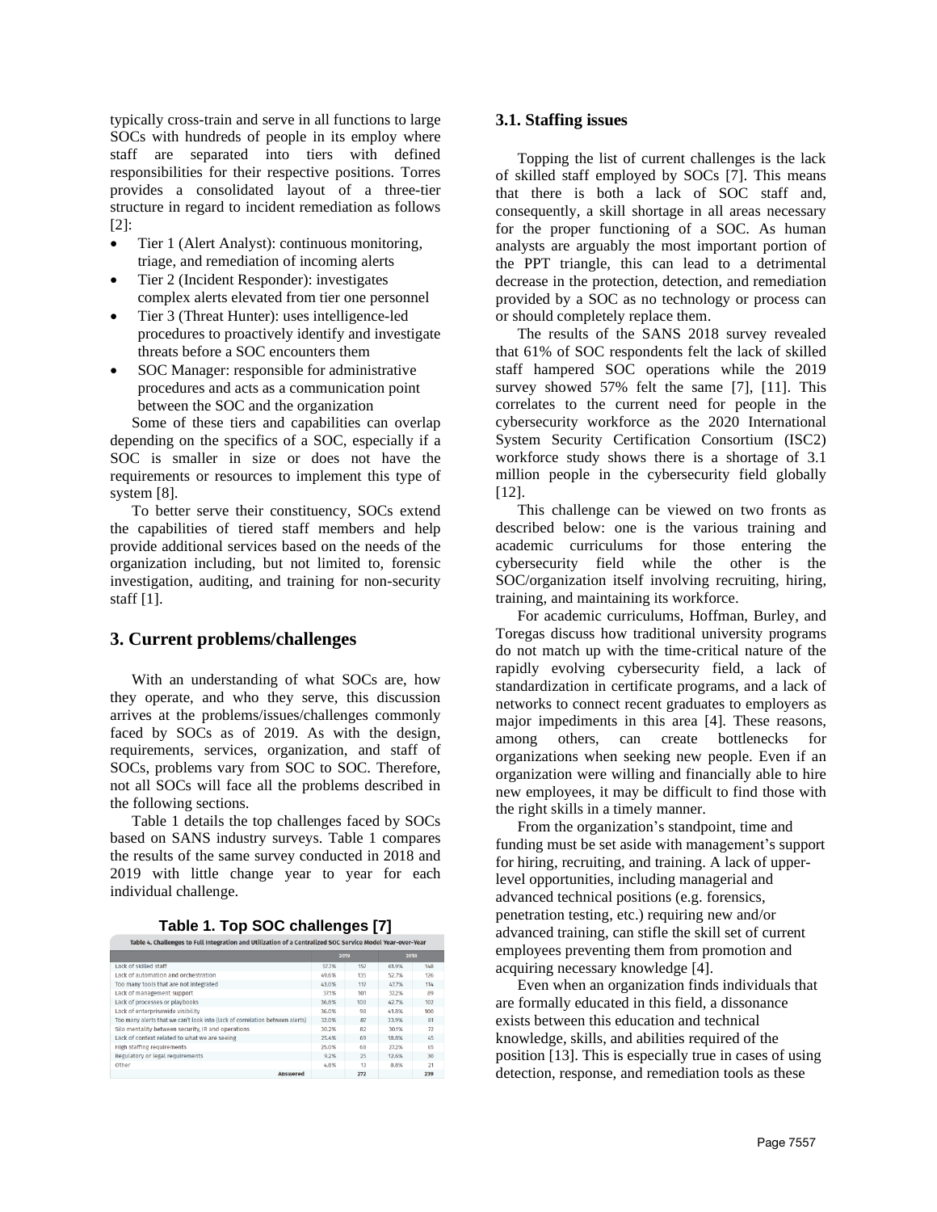typically cross-train and serve in all functions to large SOCs with hundreds of people in its employ where staff are separated into tiers with defined responsibilities for their respective positions. Torres provides a consolidated layout of a three-tier structure in regard to incident remediation as follows [2]:

- Tier 1 (Alert Analyst): continuous monitoring, triage, and remediation of incoming alerts
- Tier 2 (Incident Responder): investigates complex alerts elevated from tier one personnel
- Tier 3 (Threat Hunter): uses intelligence-led procedures to proactively identify and investigate threats before a SOC encounters them
- SOC Manager: responsible for administrative procedures and acts as a communication point between the SOC and the organization

Some of these tiers and capabilities can overlap depending on the specifics of a SOC, especially if a SOC is smaller in size or does not have the requirements or resources to implement this type of system [8].

To better serve their constituency, SOCs extend the capabilities of tiered staff members and help provide additional services based on the needs of the organization including, but not limited to, forensic investigation, auditing, and training for non-security staff [1].

## 3. Current problems/challenges

With an understanding of what SOCs are, how they operate, and who they serve, this discussion arrives at the problems/issues/challenges commonly faced by SOCs as of 2019. As with the design, requirements, services, organization, and staff of SOCs, problems vary from SOC to SOC. Therefore, not all SOCs will face all the problems described in the following sections.

Table 1 details the top challenges faced by SOCs based on SANS industry surveys. Table 1 compares the results of the same survey conducted in 2018 and 2019 with little change year to year for each individual challenge.

**Table 1. Top SOC challenges [7]**

Table 4. Challenges to Full Integration and Utilization of a Centralized SOC Service Model Year-over-Year

| | 2019 | | 2018 | |
|---|---|---|---|---|
| Lack of skilled staff | 57.7% | 157 | 61.9% | 148 |
| Lack of automation and orchestration | 49.6% | 135 | 52.7% | 126 |
| Too many tools that are not integrated | 43.0% | 117 | 47.7% | 114 |
| Lack of management support | 37.1% | 101 | 37.2% | 89 |
| Lack of processes or playbooks | 36.8% | 100 | 42.7% | 102 |
| Lack of enterprisewide visibility | 36.0% | 98 | 41.8% | 100 |
| Too many alerts that we can't look into (lack of correlation between alerts) | 32.0% | 87 | 33.9% | 81 |
| Silo mentality between security, IR and operations | 30.2% | 82 | 30.1% | 72 |
| Lack of context related to what we are seeing | 25.4% | 69 | 18.8% | 45 |
| High staffing requirements | 25.0% | 68 | 27.2% | 65 |
| Regulatory or legal requirements | 9.2% | 25 | 12.6% | 30 |
| Other | 4.8% | 13 | 8.8% | 21 |
| Answered | | 272 | | 239 |

### 3.1. Staffing issues

Topping the list of current challenges is the lack of skilled staff employed by SOCs [7]. This means that there is both a lack of SOC staff and, consequently, a skill shortage in all areas necessary for the proper functioning of a SOC. As human analysts are arguably the most important portion of the PPT triangle, this can lead to a detrimental decrease in the protection, detection, and remediation provided by a SOC as no technology or process can or should completely replace them.

The results of the SANS 2018 survey revealed that 61% of SOC respondents felt the lack of skilled staff hampered SOC operations while the 2019 survey showed 57% felt the same [7], [11]. This correlates to the current need for people in the cybersecurity workforce as the 2020 International System Security Certification Consortium (ISC2) workforce study shows there is a shortage of 3.1 million people in the cybersecurity field globally [12].

This challenge can be viewed on two fronts as described below: one is the various training and academic curriculums for those entering the cybersecurity field while the other is the SOC/organization itself involving recruiting, hiring, training, and maintaining its workforce.

For academic curriculums, Hoffman, Burley, and Toregas discuss how traditional university programs do not match up with the time-critical nature of the rapidly evolving cybersecurity field, a lack of standardization in certificate programs, and a lack of networks to connect recent graduates to employers as major impediments in this area [4]. These reasons, among others, can create bottlenecks for organizations when seeking new people. Even if an organization were willing and financially able to hire new employees, it may be difficult to find those with the right skills in a timely manner.

From the organization's standpoint, time and funding must be set aside with management's support for hiring, recruiting, and training. A lack of upper-level opportunities, including managerial and advanced technical positions (e.g. forensics, penetration testing, etc.) requiring new and/or advanced training, can stifle the skill set of current employees preventing them from promotion and acquiring necessary knowledge [4].

Even when an organization finds individuals that are formally educated in this field, a dissonance exists between this education and technical knowledge, skills, and abilities required of the position [13]. This is especially true in cases of using detection, response, and remediation tools as these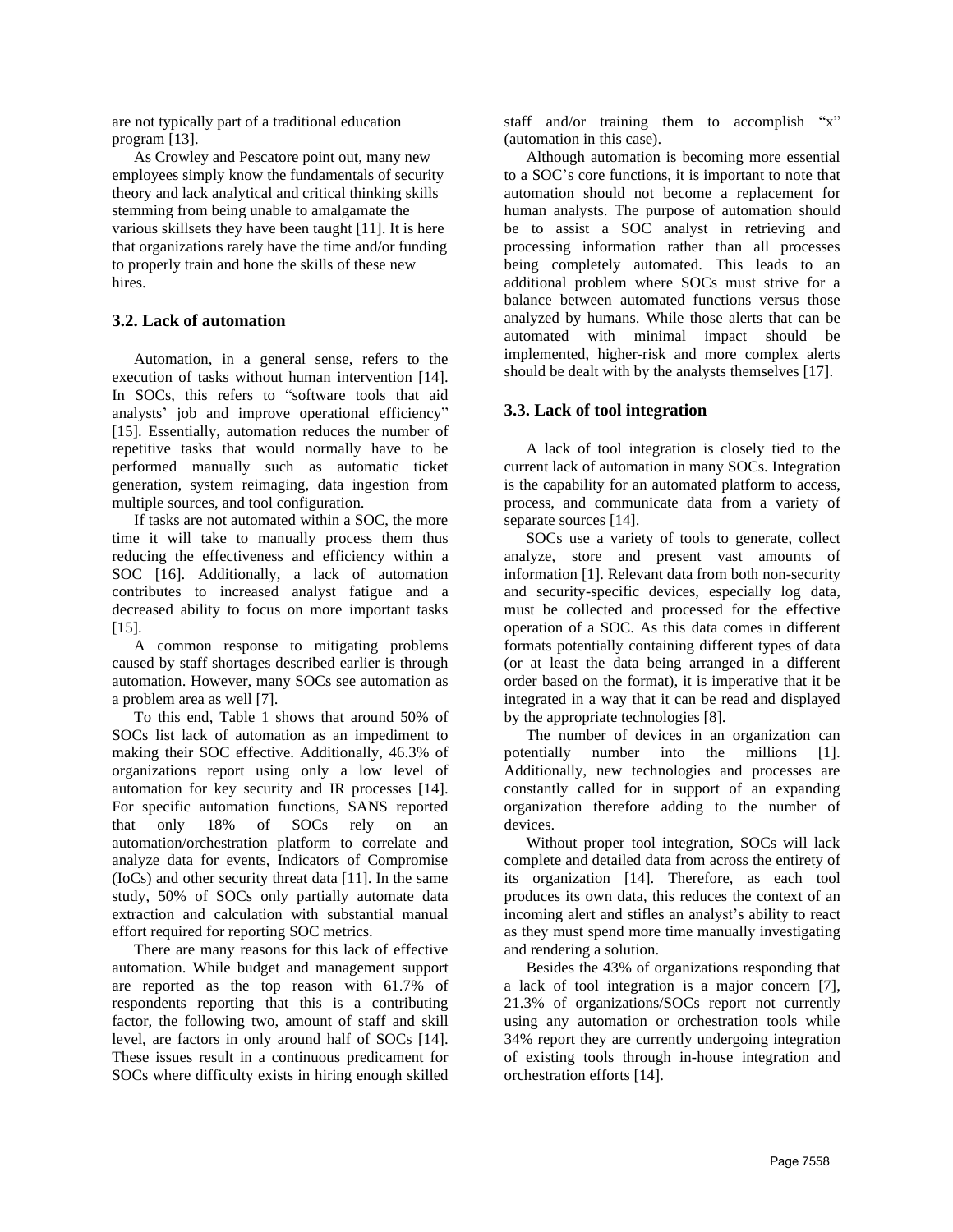are not typically part of a traditional education program [13].

As Crowley and Pescatore point out, many new employees simply know the fundamentals of security theory and lack analytical and critical thinking skills stemming from being unable to amalgamate the various skillsets they have been taught [11]. It is here that organizations rarely have the time and/or funding to properly train and hone the skills of these new hires.

### 3.2. Lack of automation

Automation, in a general sense, refers to the execution of tasks without human intervention [14]. In SOCs, this refers to "software tools that aid analysts' job and improve operational efficiency" [15]. Essentially, automation reduces the number of repetitive tasks that would normally have to be performed manually such as automatic ticket generation, system reimaging, data ingestion from multiple sources, and tool configuration.

If tasks are not automated within a SOC, the more time it will take to manually process them thus reducing the effectiveness and efficiency within a SOC [16]. Additionally, a lack of automation contributes to increased analyst fatigue and a decreased ability to focus on more important tasks [15].

A common response to mitigating problems caused by staff shortages described earlier is through automation. However, many SOCs see automation as a problem area as well [7].

To this end, Table 1 shows that around 50% of SOCs list lack of automation as an impediment to making their SOC effective. Additionally, 46.3% of organizations report using only a low level of automation for key security and IR processes [14]. For specific automation functions, SANS reported that only 18% of SOCs rely on an automation/orchestration platform to correlate and analyze data for events, Indicators of Compromise (IoCs) and other security threat data [11]. In the same study, 50% of SOCs only partially automate data extraction and calculation with substantial manual effort required for reporting SOC metrics.

There are many reasons for this lack of effective automation. While budget and management support are reported as the top reason with 61.7% of respondents reporting that this is a contributing factor, the following two, amount of staff and skill level, are factors in only around half of SOCs [14]. These issues result in a continuous predicament for SOCs where difficulty exists in hiring enough skilled staff and/or training them to accomplish "x" (automation in this case).

Although automation is becoming more essential to a SOC's core functions, it is important to note that automation should not become a replacement for human analysts. The purpose of automation should be to assist a SOC analyst in retrieving and processing information rather than all processes being completely automated. This leads to an additional problem where SOCs must strive for a balance between automated functions versus those analyzed by humans. While those alerts that can be automated with minimal impact should be implemented, higher-risk and more complex alerts should be dealt with by the analysts themselves [17].

### 3.3. Lack of tool integration

A lack of tool integration is closely tied to the current lack of automation in many SOCs. Integration is the capability for an automated platform to access, process, and communicate data from a variety of separate sources [14].

SOCs use a variety of tools to generate, collect analyze, store and present vast amounts of information [1]. Relevant data from both non-security and security-specific devices, especially log data, must be collected and processed for the effective operation of a SOC. As this data comes in different formats potentially containing different types of data (or at least the data being arranged in a different order based on the format), it is imperative that it be integrated in a way that it can be read and displayed by the appropriate technologies [8].

The number of devices in an organization can potentially number into the millions [1]. Additionally, new technologies and processes are constantly called for in support of an expanding organization therefore adding to the number of devices.

Without proper tool integration, SOCs will lack complete and detailed data from across the entirety of its organization [14]. Therefore, as each tool produces its own data, this reduces the context of an incoming alert and stifles an analyst's ability to react as they must spend more time manually investigating and rendering a solution.

Besides the 43% of organizations responding that a lack of tool integration is a major concern [7], 21.3% of organizations/SOCs report not currently using any automation or orchestration tools while 34% report they are currently undergoing integration of existing tools through in-house integration and orchestration efforts [14].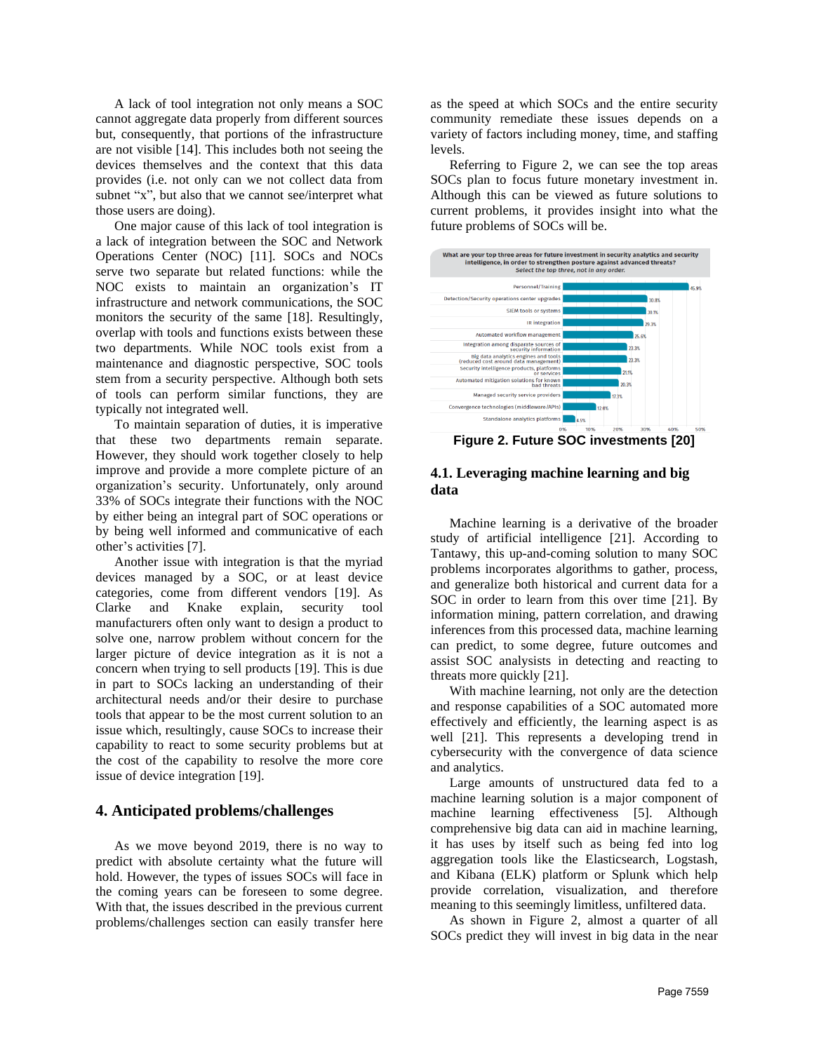A lack of tool integration not only means a SOC cannot aggregate data properly from different sources but, consequently, that portions of the infrastructure are not visible [14]. This includes both not seeing the devices themselves and the context that this data provides (i.e. not only can we not collect data from subnet "x", but also that we cannot see/interpret what those users are doing).

One major cause of this lack of tool integration is a lack of integration between the SOC and Network Operations Center (NOC) [11]. SOCs and NOCs serve two separate but related functions: while the NOC exists to maintain an organization's IT infrastructure and network communications, the SOC monitors the security of the same [18]. Resultingly, overlap with tools and functions exists between these two departments. While NOC tools exist from a maintenance and diagnostic perspective, SOC tools stem from a security perspective. Although both sets of tools can perform similar functions, they are typically not integrated well.

To maintain separation of duties, it is imperative that these two departments remain separate. However, they should work together closely to help improve and provide a more complete picture of an organization's security. Unfortunately, only around 33% of SOCs integrate their functions with the NOC by either being an integral part of SOC operations or by being well informed and communicative of each other's activities [7].

Another issue with integration is that the myriad devices managed by a SOC, or at least device categories, come from different vendors [19]. As Clarke and Knake explain, security tool manufacturers often only want to design a product to solve one, narrow problem without concern for the larger picture of device integration as it is not a concern when trying to sell products [19]. This is due in part to SOCs lacking an understanding of their architectural needs and/or their desire to purchase tools that appear to be the most current solution to an issue which, resultingly, cause SOCs to increase their capability to react to some security problems but at the cost of the capability to resolve the more core issue of device integration [19].

## 4. Anticipated problems/challenges

As we move beyond 2019, there is no way to predict with absolute certainty what the future will hold. However, the types of issues SOCs will face in the coming years can be foreseen to some degree. With that, the issues described in the previous current problems/challenges section can easily transfer here as the speed at which SOCs and the entire security community remediate these issues depends on a variety of factors including money, time, and staffing levels.

Referring to Figure 2, we can see the top areas SOCs plan to focus future monetary investment in. Although this can be viewed as future solutions to current problems, it provides insight into what the future problems of SOCs will be.

**What are your top three areas for future investment in security analytics and security intelligence, in order to strengthen posture against advanced threats?** *Select the top three, not in any order.*

| Area | Percentage |
|---|---|
| Personnel/Training | 45.9% |
| Detection/Security operations center upgrades | 30.8% |
| SIEM tools or systems | 30.1% |
| IR integration | 29.3% |
| Automated workflow management | 25.6% |
| Integration among disparate sources of security information | 23.3% |
| Big data analytics engines and tools (reduced cost around data management) | 23.3% |
| Security intelligence products, platforms or services | 21.1% |
| Automated mitigation solutions for known bad threats | 20.3% |
| Managed security service providers | 17.3% |
| Convergence technologies (middleware/APIs) | 12.0% |
| Standalone analytics platforms | 4.5% |

**Figure 2. Future SOC investments [20]**

### 4.1. Leveraging machine learning and big data

Machine learning is a derivative of the broader study of artificial intelligence [21]. According to Tantawy, this up-and-coming solution to many SOC problems incorporates algorithms to gather, process, and generalize both historical and current data for a SOC in order to learn from this over time [21]. By information mining, pattern correlation, and drawing inferences from this processed data, machine learning can predict, to some degree, future outcomes and assist SOC analysists in detecting and reacting to threats more quickly [21].

With machine learning, not only are the detection and response capabilities of a SOC automated more effectively and efficiently, the learning aspect is as well [21]. This represents a developing trend in cybersecurity with the convergence of data science and analytics.

Large amounts of unstructured data fed to a machine learning solution is a major component of machine learning effectiveness [5]. Although comprehensive big data can aid in machine learning, it has uses by itself such as being fed into log aggregation tools like the Elasticsearch, Logstash, and Kibana (ELK) platform or Splunk which help provide correlation, visualization, and therefore meaning to this seemingly limitless, unfiltered data.

As shown in Figure 2, almost a quarter of all SOCs predict they will invest in big data in the near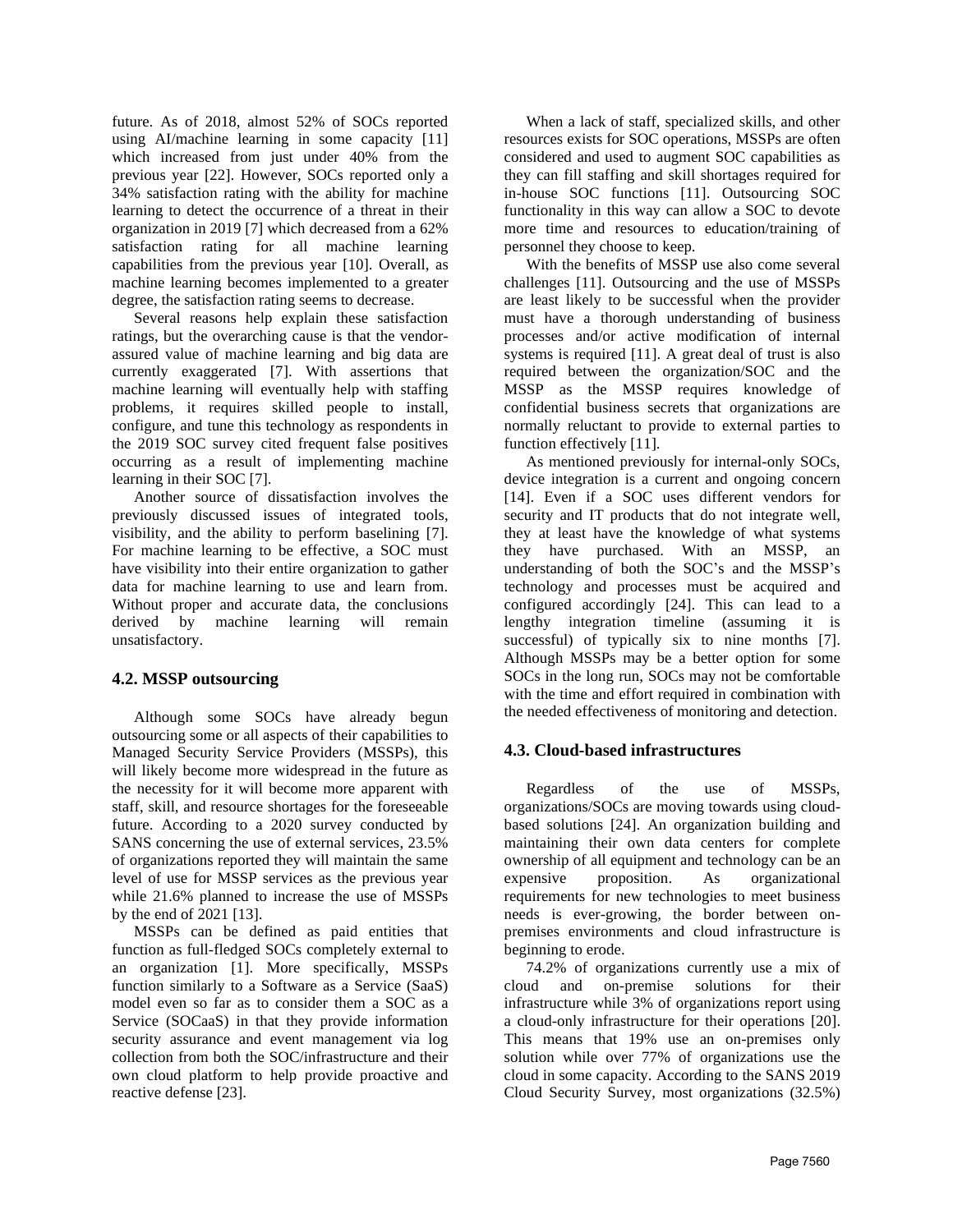future. As of 2018, almost 52% of SOCs reported using AI/machine learning in some capacity [11] which increased from just under 40% from the previous year [22]. However, SOCs reported only a 34% satisfaction rating with the ability for machine learning to detect the occurrence of a threat in their organization in 2019 [7] which decreased from a 62% satisfaction rating for all machine learning capabilities from the previous year [10]. Overall, as machine learning becomes implemented to a greater degree, the satisfaction rating seems to decrease.

Several reasons help explain these satisfaction ratings, but the overarching cause is that the vendor-assured value of machine learning and big data are currently exaggerated [7]. With assertions that machine learning will eventually help with staffing problems, it requires skilled people to install, configure, and tune this technology as respondents in the 2019 SOC survey cited frequent false positives occurring as a result of implementing machine learning in their SOC [7].

Another source of dissatisfaction involves the previously discussed issues of integrated tools, visibility, and the ability to perform baselining [7]. For machine learning to be effective, a SOC must have visibility into their entire organization to gather data for machine learning to use and learn from. Without proper and accurate data, the conclusions derived by machine learning will remain unsatisfactory.

### 4.2. MSSP outsourcing

Although some SOCs have already begun outsourcing some or all aspects of their capabilities to Managed Security Service Providers (MSSPs), this will likely become more widespread in the future as the necessity for it will become more apparent with staff, skill, and resource shortages for the foreseeable future. According to a 2020 survey conducted by SANS concerning the use of external services, 23.5% of organizations reported they will maintain the same level of use for MSSP services as the previous year while 21.6% planned to increase the use of MSSPs by the end of 2021 [13].

MSSPs can be defined as paid entities that function as full-fledged SOCs completely external to an organization [1]. More specifically, MSSPs function similarly to a Software as a Service (SaaS) model even so far as to consider them a SOC as a Service (SOCaaS) in that they provide information security assurance and event management via log collection from both the SOC/infrastructure and their own cloud platform to help provide proactive and reactive defense [23].

When a lack of staff, specialized skills, and other resources exists for SOC operations, MSSPs are often considered and used to augment SOC capabilities as they can fill staffing and skill shortages required for in-house SOC functions [11]. Outsourcing SOC functionality in this way can allow a SOC to devote more time and resources to education/training of personnel they choose to keep.

With the benefits of MSSP use also come several challenges [11]. Outsourcing and the use of MSSPs are least likely to be successful when the provider must have a thorough understanding of business processes and/or active modification of internal systems is required [11]. A great deal of trust is also required between the organization/SOC and the MSSP as the MSSP requires knowledge of confidential business secrets that organizations are normally reluctant to provide to external parties to function effectively [11].

As mentioned previously for internal-only SOCs, device integration is a current and ongoing concern [14]. Even if a SOC uses different vendors for security and IT products that do not integrate well, they at least have the knowledge of what systems they have purchased. With an MSSP, an understanding of both the SOC's and the MSSP's technology and processes must be acquired and configured accordingly [24]. This can lead to a lengthy integration timeline (assuming it is successful) of typically six to nine months [7]. Although MSSPs may be a better option for some SOCs in the long run, SOCs may not be comfortable with the time and effort required in combination with the needed effectiveness of monitoring and detection.

### 4.3. Cloud-based infrastructures

Regardless of the use of MSSPs, organizations/SOCs are moving towards using cloud-based solutions [24]. An organization building and maintaining their own data centers for complete ownership of all equipment and technology can be an expensive proposition. As organizational requirements for new technologies to meet business needs is ever-growing, the border between on-premises environments and cloud infrastructure is beginning to erode.

74.2% of organizations currently use a mix of cloud and on-premise solutions for their infrastructure while 3% of organizations report using a cloud-only infrastructure for their operations [20]. This means that 19% use an on-premises only solution while over 77% of organizations use the cloud in some capacity. According to the SANS 2019 Cloud Security Survey, most organizations (32.5%)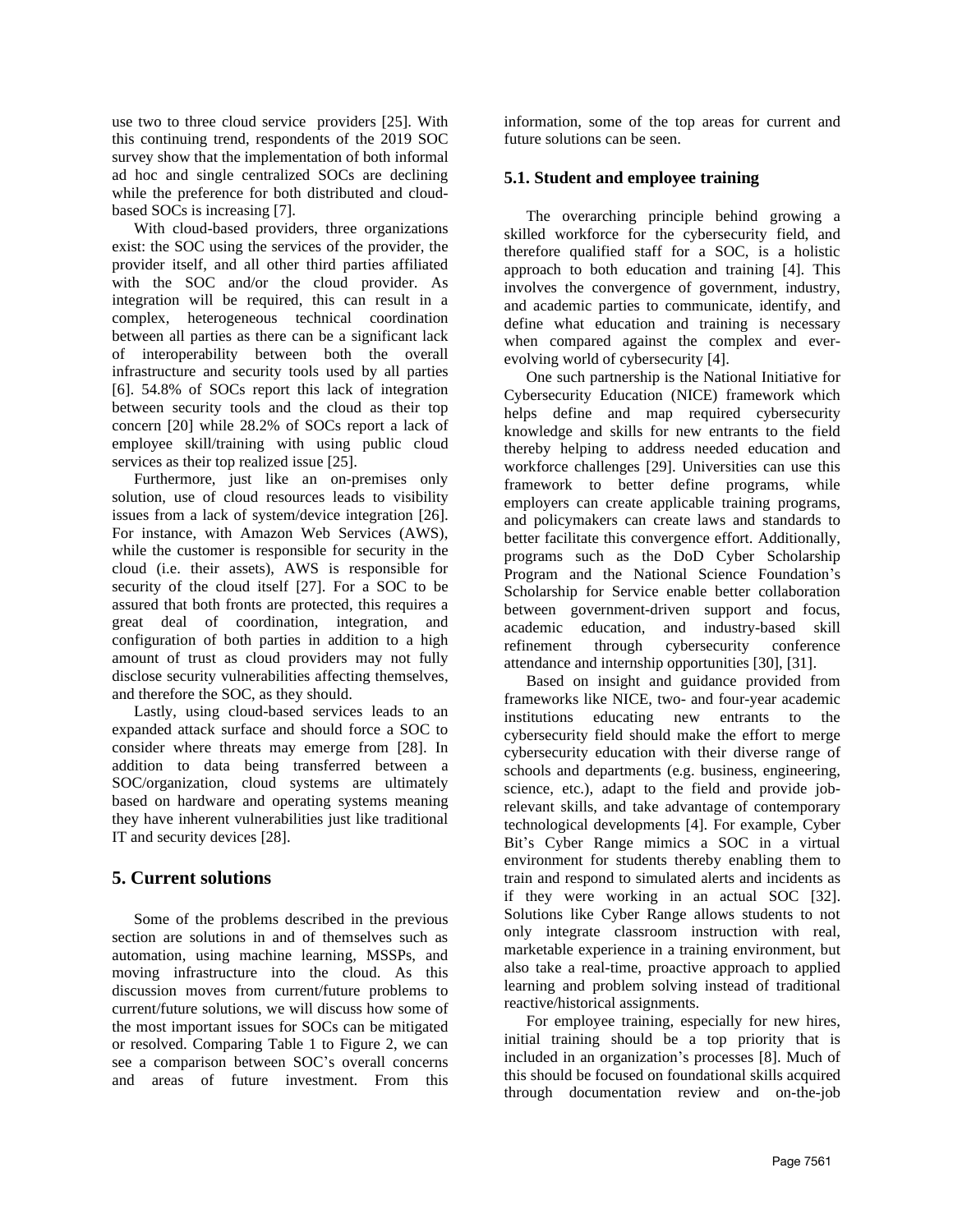use two to three cloud service providers [25]. With this continuing trend, respondents of the 2019 SOC survey show that the implementation of both informal ad hoc and single centralized SOCs are declining while the preference for both distributed and cloud-based SOCs is increasing [7].

With cloud-based providers, three organizations exist: the SOC using the services of the provider, the provider itself, and all other third parties affiliated with the SOC and/or the cloud provider. As integration will be required, this can result in a complex, heterogeneous technical coordination between all parties as there can be a significant lack of interoperability between both the overall infrastructure and security tools used by all parties [6]. 54.8% of SOCs report this lack of integration between security tools and the cloud as their top concern [20] while 28.2% of SOCs report a lack of employee skill/training with using public cloud services as their top realized issue [25].

Furthermore, just like an on-premises only solution, use of cloud resources leads to visibility issues from a lack of system/device integration [26]. For instance, with Amazon Web Services (AWS), while the customer is responsible for security in the cloud (i.e. their assets), AWS is responsible for security of the cloud itself [27]. For a SOC to be assured that both fronts are protected, this requires a great deal of coordination, integration, and configuration of both parties in addition to a high amount of trust as cloud providers may not fully disclose security vulnerabilities affecting themselves, and therefore the SOC, as they should.

Lastly, using cloud-based services leads to an expanded attack surface and should force a SOC to consider where threats may emerge from [28]. In addition to data being transferred between a SOC/organization, cloud systems are ultimately based on hardware and operating systems meaning they have inherent vulnerabilities just like traditional IT and security devices [28].

## 5. Current solutions

Some of the problems described in the previous section are solutions in and of themselves such as automation, using machine learning, MSSPs, and moving infrastructure into the cloud. As this discussion moves from current/future problems to current/future solutions, we will discuss how some of the most important issues for SOCs can be mitigated or resolved. Comparing Table 1 to Figure 2, we can see a comparison between SOC's overall concerns and areas of future investment. From this information, some of the top areas for current and future solutions can be seen.

### 5.1. Student and employee training

The overarching principle behind growing a skilled workforce for the cybersecurity field, and therefore qualified staff for a SOC, is a holistic approach to both education and training [4]. This involves the convergence of government, industry, and academic parties to communicate, identify, and define what education and training is necessary when compared against the complex and ever-evolving world of cybersecurity [4].

One such partnership is the National Initiative for Cybersecurity Education (NICE) framework which helps define and map required cybersecurity knowledge and skills for new entrants to the field thereby helping to address needed education and workforce challenges [29]. Universities can use this framework to better define programs, while employers can create applicable training programs, and policymakers can create laws and standards to better facilitate this convergence effort. Additionally, programs such as the DoD Cyber Scholarship Program and the National Science Foundation's Scholarship for Service enable better collaboration between government-driven support and focus, academic education, and industry-based skill refinement through cybersecurity conference attendance and internship opportunities [30], [31].

Based on insight and guidance provided from frameworks like NICE, two- and four-year academic institutions educating new entrants to the cybersecurity field should make the effort to merge cybersecurity education with their diverse range of schools and departments (e.g. business, engineering, science, etc.), adapt to the field and provide job-relevant skills, and take advantage of contemporary technological developments [4]. For example, Cyber Bit's Cyber Range mimics a SOC in a virtual environment for students thereby enabling them to train and respond to simulated alerts and incidents as if they were working in an actual SOC [32]. Solutions like Cyber Range allows students to not only integrate classroom instruction with real, marketable experience in a training environment, but also take a real-time, proactive approach to applied learning and problem solving instead of traditional reactive/historical assignments.

For employee training, especially for new hires, initial training should be a top priority that is included in an organization's processes [8]. Much of this should be focused on foundational skills acquired through documentation review and on-the-job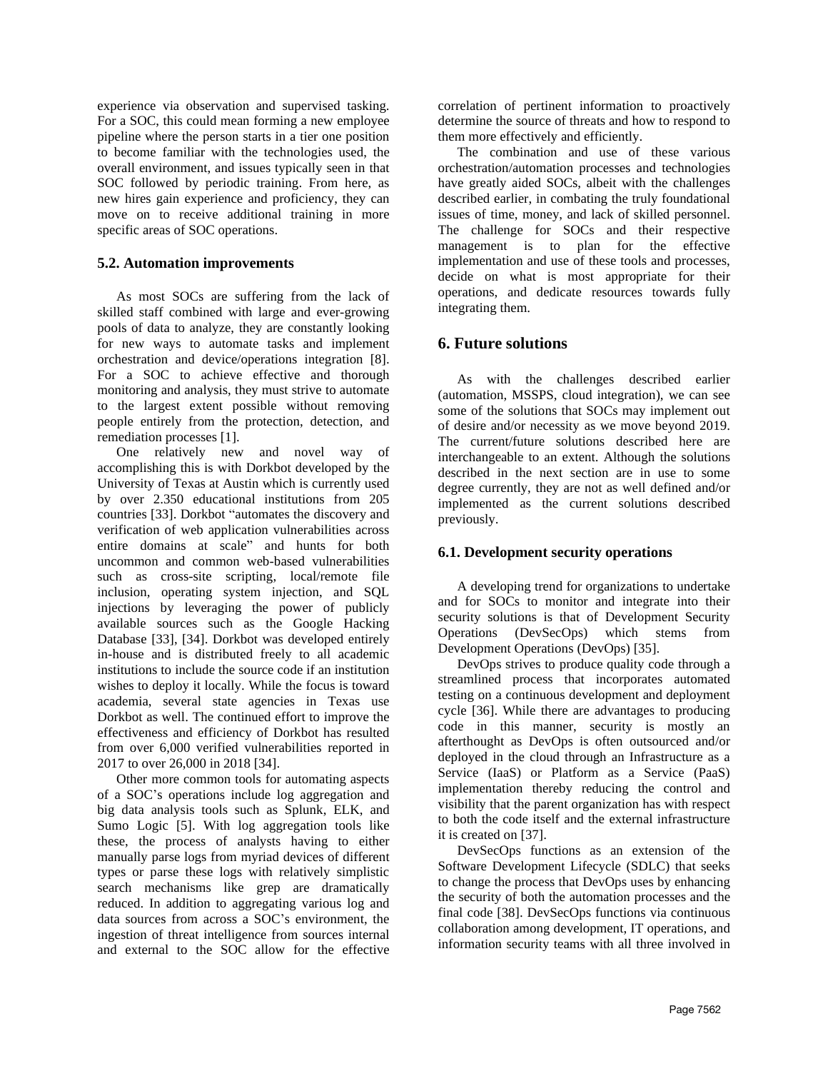experience via observation and supervised tasking. For a SOC, this could mean forming a new employee pipeline where the person starts in a tier one position to become familiar with the technologies used, the overall environment, and issues typically seen in that SOC followed by periodic training. From here, as new hires gain experience and proficiency, they can move on to receive additional training in more specific areas of SOC operations.

### 5.2. Automation improvements

As most SOCs are suffering from the lack of skilled staff combined with large and ever-growing pools of data to analyze, they are constantly looking for new ways to automate tasks and implement orchestration and device/operations integration [8]. For a SOC to achieve effective and thorough monitoring and analysis, they must strive to automate to the largest extent possible without removing people entirely from the protection, detection, and remediation processes [1].

One relatively new and novel way of accomplishing this is with Dorkbot developed by the University of Texas at Austin which is currently used by over 2.350 educational institutions from 205 countries [33]. Dorkbot "automates the discovery and verification of web application vulnerabilities across entire domains at scale" and hunts for both uncommon and common web-based vulnerabilities such as cross-site scripting, local/remote file inclusion, operating system injection, and SQL injections by leveraging the power of publicly available sources such as the Google Hacking Database [33], [34]. Dorkbot was developed entirely in-house and is distributed freely to all academic institutions to include the source code if an institution wishes to deploy it locally. While the focus is toward academia, several state agencies in Texas use Dorkbot as well. The continued effort to improve the effectiveness and efficiency of Dorkbot has resulted from over 6,000 verified vulnerabilities reported in 2017 to over 26,000 in 2018 [34].

Other more common tools for automating aspects of a SOC's operations include log aggregation and big data analysis tools such as Splunk, ELK, and Sumo Logic [5]. With log aggregation tools like these, the process of analysts having to either manually parse logs from myriad devices of different types or parse these logs with relatively simplistic search mechanisms like grep are dramatically reduced. In addition to aggregating various log and data sources from across a SOC's environment, the ingestion of threat intelligence from sources internal and external to the SOC allow for the effective correlation of pertinent information to proactively determine the source of threats and how to respond to them more effectively and efficiently.

The combination and use of these various orchestration/automation processes and technologies have greatly aided SOCs, albeit with the challenges described earlier, in combating the truly foundational issues of time, money, and lack of skilled personnel. The challenge for SOCs and their respective management is to plan for the effective implementation and use of these tools and processes, decide on what is most appropriate for their operations, and dedicate resources towards fully integrating them.

## 6. Future solutions

As with the challenges described earlier (automation, MSSPS, cloud integration), we can see some of the solutions that SOCs may implement out of desire and/or necessity as we move beyond 2019. The current/future solutions described here are interchangeable to an extent. Although the solutions described in the next section are in use to some degree currently, they are not as well defined and/or implemented as the current solutions described previously.

### 6.1. Development security operations

A developing trend for organizations to undertake and for SOCs to monitor and integrate into their security solutions is that of Development Security Operations (DevSecOps) which stems from Development Operations (DevOps) [35].

DevOps strives to produce quality code through a streamlined process that incorporates automated testing on a continuous development and deployment cycle [36]. While there are advantages to producing code in this manner, security is mostly an afterthought as DevOps is often outsourced and/or deployed in the cloud through an Infrastructure as a Service (IaaS) or Platform as a Service (PaaS) implementation thereby reducing the control and visibility that the parent organization has with respect to both the code itself and the external infrastructure it is created on [37].

DevSecOps functions as an extension of the Software Development Lifecycle (SDLC) that seeks to change the process that DevOps uses by enhancing the security of both the automation processes and the final code [38]. DevSecOps functions via continuous collaboration among development, IT operations, and information security teams with all three involved in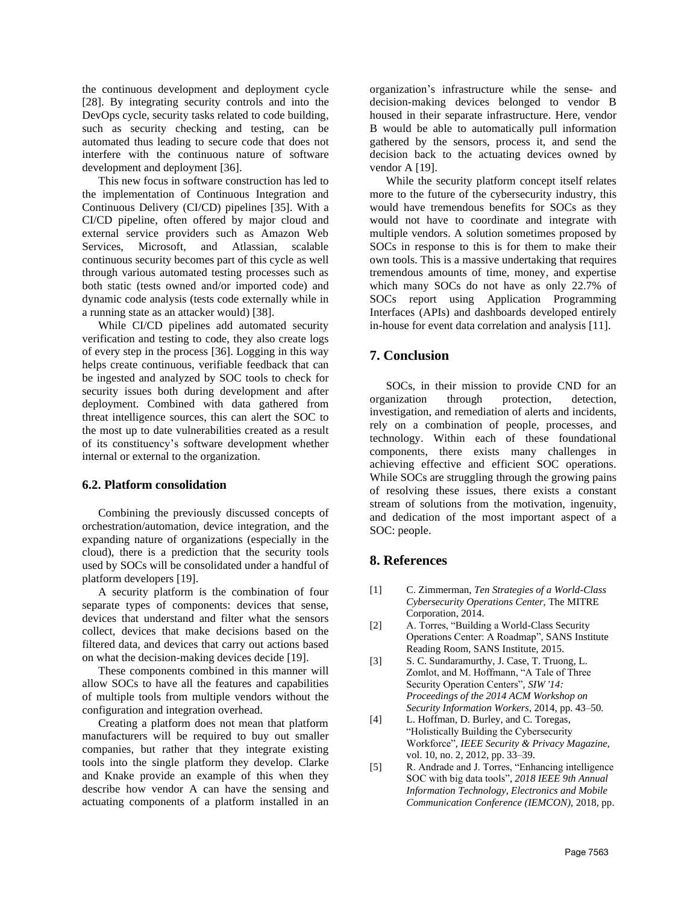the continuous development and deployment cycle [28]. By integrating security controls and into the DevOps cycle, security tasks related to code building, such as security checking and testing, can be automated thus leading to secure code that does not interfere with the continuous nature of software development and deployment [36].

This new focus in software construction has led to the implementation of Continuous Integration and Continuous Delivery (CI/CD) pipelines [35]. With a CI/CD pipeline, often offered by major cloud and external service providers such as Amazon Web Services, Microsoft, and Atlassian, scalable continuous security becomes part of this cycle as well through various automated testing processes such as both static (tests owned and/or imported code) and dynamic code analysis (tests code externally while in a running state as an attacker would) [38].

While CI/CD pipelines add automated security verification and testing to code, they also create logs of every step in the process [36]. Logging in this way helps create continuous, verifiable feedback that can be ingested and analyzed by SOC tools to check for security issues both during development and after deployment. Combined with data gathered from threat intelligence sources, this can alert the SOC to the most up to date vulnerabilities created as a result of its constituency's software development whether internal or external to the organization.

### 6.2. Platform consolidation

Combining the previously discussed concepts of orchestration/automation, device integration, and the expanding nature of organizations (especially in the cloud), there is a prediction that the security tools used by SOCs will be consolidated under a handful of platform developers [19].

A security platform is the combination of four separate types of components: devices that sense, devices that understand and filter what the sensors collect, devices that make decisions based on the filtered data, and devices that carry out actions based on what the decision-making devices decide [19].

These components combined in this manner will allow SOCs to have all the features and capabilities of multiple tools from multiple vendors without the configuration and integration overhead.

Creating a platform does not mean that platform manufacturers will be required to buy out smaller companies, but rather that they integrate existing tools into the single platform they develop. Clarke and Knake provide an example of this when they describe how vendor A can have the sensing and actuating components of a platform installed in an organization's infrastructure while the sense- and decision-making devices belonged to vendor B housed in their separate infrastructure. Here, vendor B would be able to automatically pull information gathered by the sensors, process it, and send the decision back to the actuating devices owned by vendor A [19].

While the security platform concept itself relates more to the future of the cybersecurity industry, this would have tremendous benefits for SOCs as they would not have to coordinate and integrate with multiple vendors. A solution sometimes proposed by SOCs in response to this is for them to make their own tools. This is a massive undertaking that requires tremendous amounts of time, money, and expertise which many SOCs do not have as only 22.7% of SOCs report using Application Programming Interfaces (APIs) and dashboards developed entirely in-house for event data correlation and analysis [11].

## 7. Conclusion

SOCs, in their mission to provide CND for an organization through protection, detection, investigation, and remediation of alerts and incidents, rely on a combination of people, processes, and technology. Within each of these foundational components, there exists many challenges in achieving effective and efficient SOC operations. While SOCs are struggling through the growing pains of resolving these issues, there exists a constant stream of solutions from the motivation, ingenuity, and dedication of the most important aspect of a SOC: people.

## 8. References

[1] C. Zimmerman, *Ten Strategies of a World-Class Cybersecurity Operations Center*, The MITRE Corporation, 2014.

[2] A. Torres, "Building a World-Class Security Operations Center: A Roadmap", SANS Institute Reading Room, SANS Institute, 2015.

[3] S. C. Sundaramurthy, J. Case, T. Truong, L. Zomlot, and M. Hoffmann, "A Tale of Three Security Operation Centers", *SIW '14: Proceedings of the 2014 ACM Workshop on Security Information Workers*, 2014, pp. 43–50.

[4] L. Hoffman, D. Burley, and C. Toregas, "Holistically Building the Cybersecurity Workforce", *IEEE Security & Privacy Magazine*, vol. 10, no. 2, 2012, pp. 33–39.

[5] R. Andrade and J. Torres, "Enhancing intelligence SOC with big data tools", *2018 IEEE 9th Annual Information Technology, Electronics and Mobile Communication Conference (IEMCON)*, 2018, pp.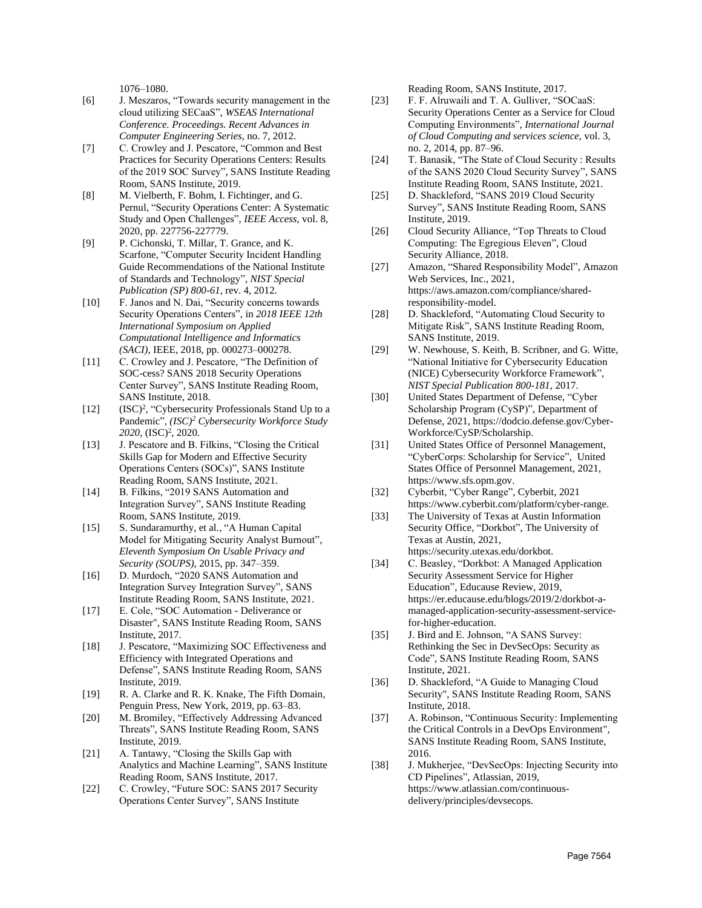1076–1080.

[6] J. Meszaros, “Towards security management in the cloud utilizing SECaaS”, *WSEAS International Conference. Proceedings. Recent Advances in Computer Engineering Series*, no. 7, 2012.

[7] C. Crowley and J. Pescatore, “Common and Best Practices for Security Operations Centers: Results of the 2019 SOC Survey”, SANS Institute Reading Room, SANS Institute, 2019.

[8] M. Vielberth, F. Bohm, I. Fichtinger, and G. Pernul, “Security Operations Center: A Systematic Study and Open Challenges”, *IEEE Access*, vol. 8, 2020, pp. 227756-227779.

[9] P. Cichonski, T. Millar, T. Grance, and K. Scarfone, “Computer Security Incident Handling Guide Recommendations of the National Institute of Standards and Technology”, *NIST Special Publication (SP) 800-61*, rev. 4, 2012.

[10] F. Janos and N. Dai, “Security concerns towards Security Operations Centers”, in *2018 IEEE 12th International Symposium on Applied Computational Intelligence and Informatics (SACI)*, IEEE, 2018, pp. 000273–000278.

[11] C. Crowley and J. Pescatore, “The Definition of SOC-cess? SANS 2018 Security Operations Center Survey”, SANS Institute Reading Room, SANS Institute, 2018.

[12] (ISC)$^2$, “Cybersecurity Professionals Stand Up to a Pandemic”, *(ISC)$^2$ Cybersecurity Workforce Study 2020*, (ISC)$^2$, 2020.

[13] J. Pescatore and B. Filkins, “Closing the Critical Skills Gap for Modern and Effective Security Operations Centers (SOCs)”, SANS Institute Reading Room, SANS Institute, 2021.

[14] B. Filkins, “2019 SANS Automation and Integration Survey”, SANS Institute Reading Room, SANS Institute, 2019.

[15] S. Sundaramurthy, et al., “A Human Capital Model for Mitigating Security Analyst Burnout”, *Eleventh Symposium On Usable Privacy and Security (SOUPS)*, 2015, pp. 347–359.

[16] D. Murdoch, “2020 SANS Automation and Integration Survey Integration Survey”, SANS Institute Reading Room, SANS Institute, 2021.

[17] E. Cole, “SOC Automation - Deliverance or Disaster", SANS Institute Reading Room, SANS Institute, 2017.

[18] J. Pescatore, “Maximizing SOC Effectiveness and Efficiency with Integrated Operations and Defense”, SANS Institute Reading Room, SANS Institute, 2019.

[19] R. A. Clarke and R. K. Knake, The Fifth Domain, Penguin Press, New York, 2019, pp. 63–83.

[20] M. Bromiley, “Effectively Addressing Advanced Threats”, SANS Institute Reading Room, SANS Institute, 2019.

[21] A. Tantawy, “Closing the Skills Gap with Analytics and Machine Learning”, SANS Institute Reading Room, SANS Institute, 2017.

[22] C. Crowley, “Future SOC: SANS 2017 Security Operations Center Survey”, SANS Institute Reading Room, SANS Institute, 2017.

[23] F. F. Alruwaili and T. A. Gulliver, “SOCaaS: Security Operations Center as a Service for Cloud Computing Environments”, *International Journal of Cloud Computing and services science*, vol. 3, no. 2, 2014, pp. 87–96.

[24] T. Banasik, “The State of Cloud Security : Results of the SANS 2020 Cloud Security Survey”, SANS Institute Reading Room, SANS Institute, 2021.

[25] D. Shackleford, “SANS 2019 Cloud Security Survey”, SANS Institute Reading Room, SANS Institute, 2019.

[26] Cloud Security Alliance, “Top Threats to Cloud Computing: The Egregious Eleven”, Cloud Security Alliance, 2018.

[27] Amazon, “Shared Responsibility Model”, Amazon Web Services, Inc., 2021, https://aws.amazon.com/compliance/shared-responsibility-model.

[28] D. Shackleford, “Automating Cloud Security to Mitigate Risk”, SANS Institute Reading Room, SANS Institute, 2019.

[29] W. Newhouse, S. Keith, B. Scribner, and G. Witte, “National Initiative for Cybersecurity Education (NICE) Cybersecurity Workforce Framework”, *NIST Special Publication 800-181*, 2017.

[30] United States Department of Defense, “Cyber Scholarship Program (CySP)”, Department of Defense, 2021, https://dodcio.defense.gov/Cyber-Workforce/CySP/Scholarship.

[31] United States Office of Personnel Management, “CyberCorps: Scholarship for Service”, United States Office of Personnel Management, 2021, https://www.sfs.opm.gov.

[32] Cyberbit, “Cyber Range”, Cyberbit, 2021 https://www.cyberbit.com/platform/cyber-range.

[33] The University of Texas at Austin Information Security Office, “Dorkbot”, The University of Texas at Austin, 2021, https://security.utexas.edu/dorkbot.

[34] C. Beasley, “Dorkbot: A Managed Application Security Assessment Service for Higher Education”, Educause Review, 2019, https://er.educause.edu/blogs/2019/2/dorkbot-a-managed-application-security-assessment-service-for-higher-education.

[35] J. Bird and E. Johnson, “A SANS Survey: Rethinking the Sec in DevSecOps: Security as Code”, SANS Institute Reading Room, SANS Institute, 2021.

[36] D. Shackleford, “A Guide to Managing Cloud Security", SANS Institute Reading Room, SANS Institute, 2018.

[37] A. Robinson, “Continuous Security: Implementing the Critical Controls in a DevOps Environment", SANS Institute Reading Room, SANS Institute, 2016.

[38] J. Mukherjee, “DevSecOps: Injecting Security into CD Pipelines”, Atlassian, 2019, https://www.atlassian.com/continuous-delivery/principles/devsecops.